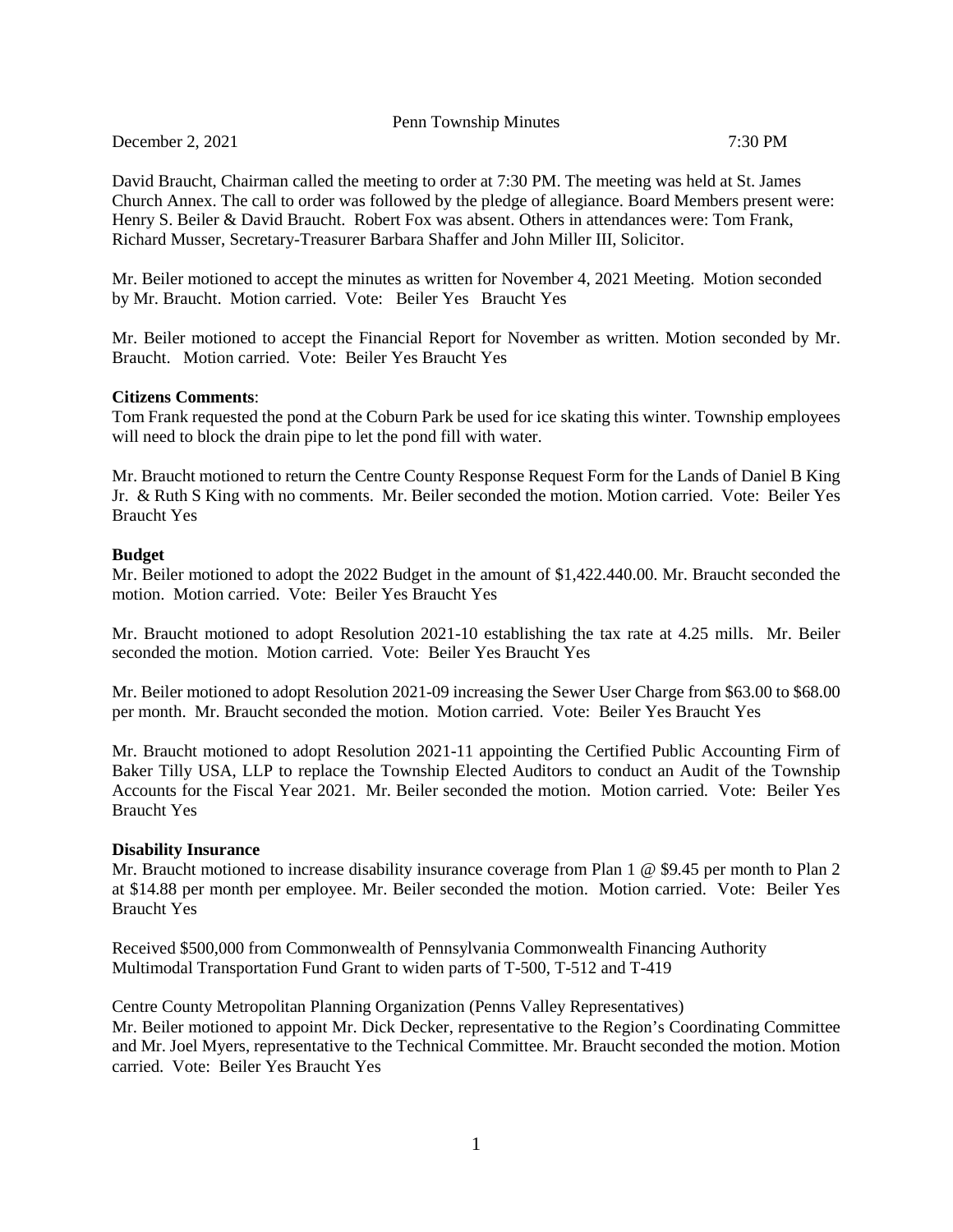# Penn Township Minutes

December 2, 2021 7:30 PM

David Braucht, Chairman called the meeting to order at 7:30 PM. The meeting was held at St. James Church Annex. The call to order was followed by the pledge of allegiance. Board Members present were: Henry S. Beiler & David Braucht. Robert Fox was absent. Others in attendances were: Tom Frank, Richard Musser, Secretary-Treasurer Barbara Shaffer and John Miller III, Solicitor.

Mr. Beiler motioned to accept the minutes as written for November 4, 2021 Meeting. Motion seconded by Mr. Braucht. Motion carried. Vote: Beiler Yes Braucht Yes

Mr. Beiler motioned to accept the Financial Report for November as written. Motion seconded by Mr. Braucht. Motion carried. Vote: Beiler Yes Braucht Yes

**Citizens Comments**:
Tom Frank requested the pond at the Coburn Park be used for ice skating this winter. Township employees will need to block the drain pipe to let the pond fill with water.

Mr. Braucht motioned to return the Centre County Response Request Form for the Lands of Daniel B King Jr. & Ruth S King with no comments. Mr. Beiler seconded the motion. Motion carried. Vote: Beiler Yes Braucht Yes

**Budget**
Mr. Beiler motioned to adopt the 2022 Budget in the amount of $1,422.440.00. Mr. Braucht seconded the motion. Motion carried. Vote: Beiler Yes Braucht Yes

Mr. Braucht motioned to adopt Resolution 2021-10 establishing the tax rate at 4.25 mills. Mr. Beiler seconded the motion. Motion carried. Vote: Beiler Yes Braucht Yes

Mr. Beiler motioned to adopt Resolution 2021-09 increasing the Sewer User Charge from $63.00 to $68.00 per month. Mr. Braucht seconded the motion. Motion carried. Vote: Beiler Yes Braucht Yes

Mr. Braucht motioned to adopt Resolution 2021-11 appointing the Certified Public Accounting Firm of Baker Tilly USA, LLP to replace the Township Elected Auditors to conduct an Audit of the Township Accounts for the Fiscal Year 2021. Mr. Beiler seconded the motion. Motion carried. Vote: Beiler Yes Braucht Yes

**Disability Insurance**
Mr. Braucht motioned to increase disability insurance coverage from Plan 1 @ $9.45 per month to Plan 2 at $14.88 per month per employee. Mr. Beiler seconded the motion. Motion carried. Vote: Beiler Yes Braucht Yes

Received $500,000 from Commonwealth of Pennsylvania Commonwealth Financing Authority Multimodal Transportation Fund Grant to widen parts of T-500, T-512 and T-419

Centre County Metropolitan Planning Organization (Penns Valley Representatives)
Mr. Beiler motioned to appoint Mr. Dick Decker, representative to the Region's Coordinating Committee and Mr. Joel Myers, representative to the Technical Committee. Mr. Braucht seconded the motion. Motion carried. Vote: Beiler Yes Braucht Yes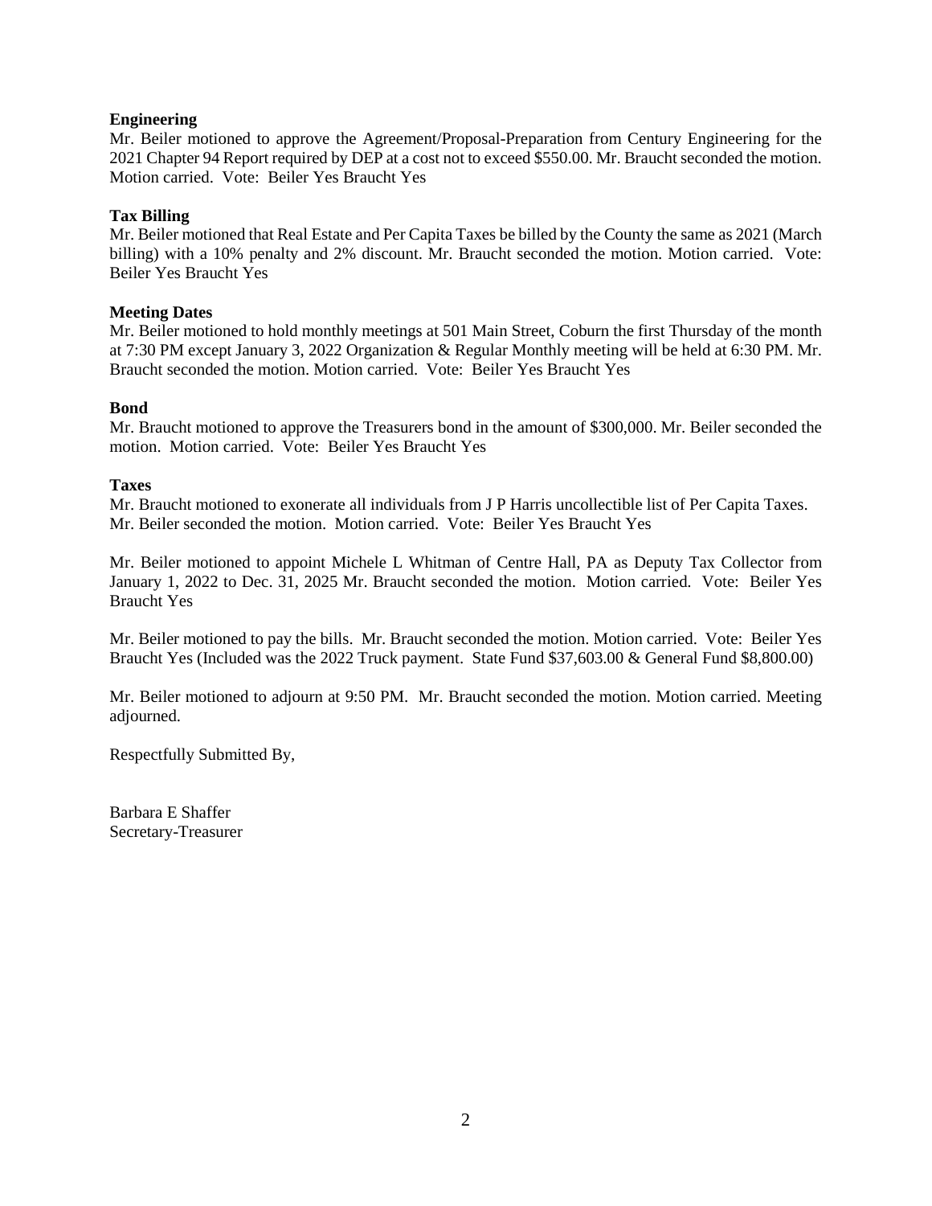**Engineering**

Mr. Beiler motioned to approve the Agreement/Proposal-Preparation from Century Engineering for the 2021 Chapter 94 Report required by DEP at a cost not to exceed $550.00. Mr. Braucht seconded the motion. Motion carried. Vote: Beiler Yes Braucht Yes

**Tax Billing**

Mr. Beiler motioned that Real Estate and Per Capita Taxes be billed by the County the same as 2021 (March billing) with a 10% penalty and 2% discount. Mr. Braucht seconded the motion. Motion carried. Vote: Beiler Yes Braucht Yes

**Meeting Dates**

Mr. Beiler motioned to hold monthly meetings at 501 Main Street, Coburn the first Thursday of the month at 7:30 PM except January 3, 2022 Organization & Regular Monthly meeting will be held at 6:30 PM. Mr. Braucht seconded the motion. Motion carried. Vote: Beiler Yes Braucht Yes

**Bond**

Mr. Braucht motioned to approve the Treasurers bond in the amount of $300,000. Mr. Beiler seconded the motion. Motion carried. Vote: Beiler Yes Braucht Yes

**Taxes**

Mr. Braucht motioned to exonerate all individuals from J P Harris uncollectible list of Per Capita Taxes. Mr. Beiler seconded the motion. Motion carried. Vote: Beiler Yes Braucht Yes

Mr. Beiler motioned to appoint Michele L Whitman of Centre Hall, PA as Deputy Tax Collector from January 1, 2022 to Dec. 31, 2025 Mr. Braucht seconded the motion. Motion carried. Vote: Beiler Yes Braucht Yes

Mr. Beiler motioned to pay the bills. Mr. Braucht seconded the motion. Motion carried. Vote: Beiler Yes Braucht Yes (Included was the 2022 Truck payment. State Fund $37,603.00 & General Fund $8,800.00)

Mr. Beiler motioned to adjourn at 9:50 PM. Mr. Braucht seconded the motion. Motion carried. Meeting adjourned.

Respectfully Submitted By,

Barbara E Shaffer
Secretary-Treasurer